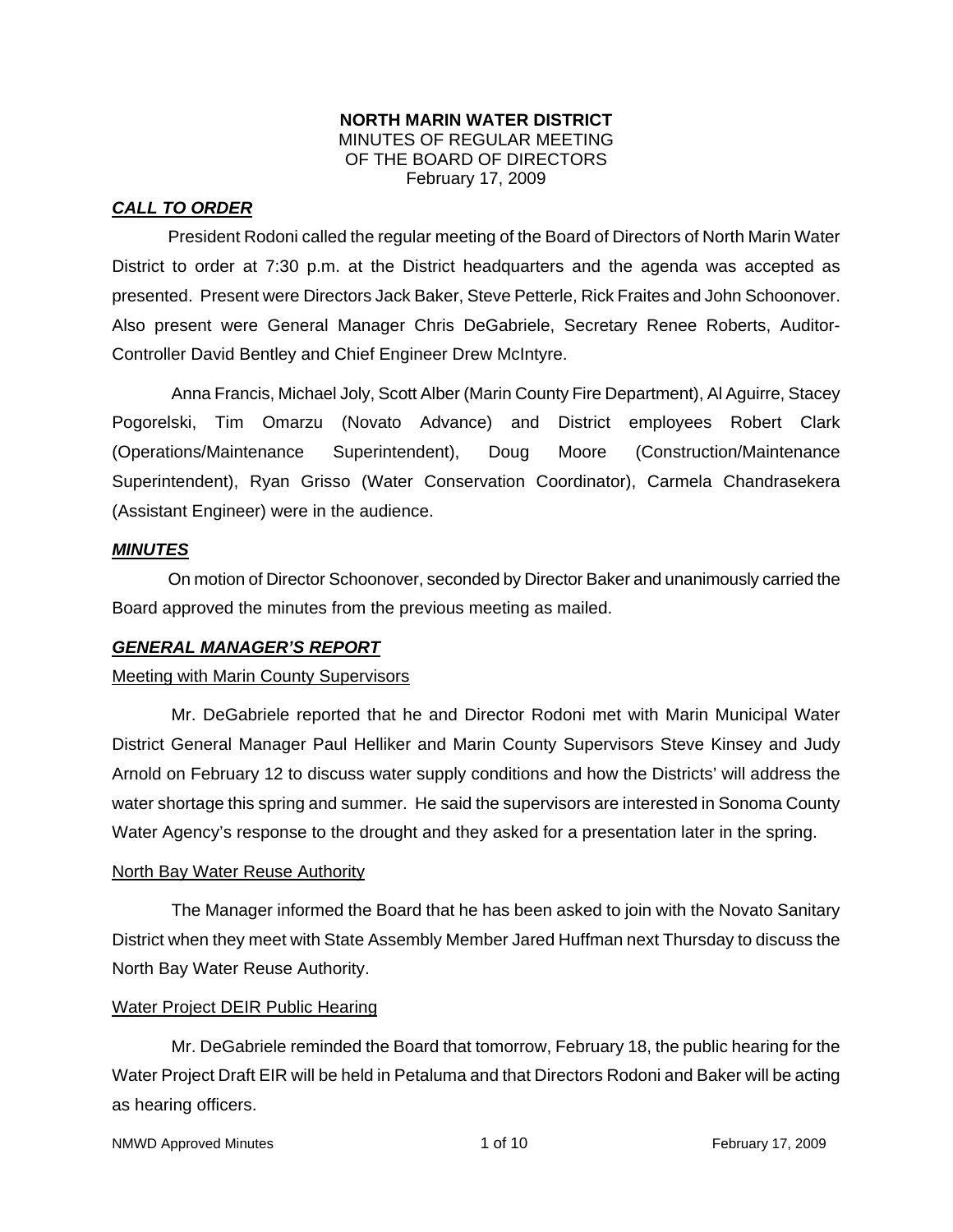**NORTH MARIN WATER DISTRICT**
MINUTES OF REGULAR MEETING
OF THE BOARD OF DIRECTORS
February 17, 2009

## ***CALL TO ORDER***

President Rodoni called the regular meeting of the Board of Directors of North Marin Water District to order at 7:30 p.m. at the District headquarters and the agenda was accepted as presented. Present were Directors Jack Baker, Steve Petterle, Rick Fraites and John Schoonover. Also present were General Manager Chris DeGabriele, Secretary Renee Roberts, Auditor-Controller David Bentley and Chief Engineer Drew McIntyre.

Anna Francis, Michael Joly, Scott Alber (Marin County Fire Department), Al Aguirre, Stacey Pogorelski, Tim Omarzu (Novato Advance) and District employees Robert Clark (Operations/Maintenance Superintendent), Doug Moore (Construction/Maintenance Superintendent), Ryan Grisso (Water Conservation Coordinator), Carmela Chandrasekera (Assistant Engineer) were in the audience.

## ***MINUTES***

On motion of Director Schoonover, seconded by Director Baker and unanimously carried the Board approved the minutes from the previous meeting as mailed.

## ***GENERAL MANAGER'S REPORT***

Meeting with Marin County Supervisors

Mr. DeGabriele reported that he and Director Rodoni met with Marin Municipal Water District General Manager Paul Helliker and Marin County Supervisors Steve Kinsey and Judy Arnold on February 12 to discuss water supply conditions and how the Districts' will address the water shortage this spring and summer. He said the supervisors are interested in Sonoma County Water Agency's response to the drought and they asked for a presentation later in the spring.

North Bay Water Reuse Authority

The Manager informed the Board that he has been asked to join with the Novato Sanitary District when they meet with State Assembly Member Jared Huffman next Thursday to discuss the North Bay Water Reuse Authority.

Water Project DEIR Public Hearing

Mr. DeGabriele reminded the Board that tomorrow, February 18, the public hearing for the Water Project Draft EIR will be held in Petaluma and that Directors Rodoni and Baker will be acting as hearing officers.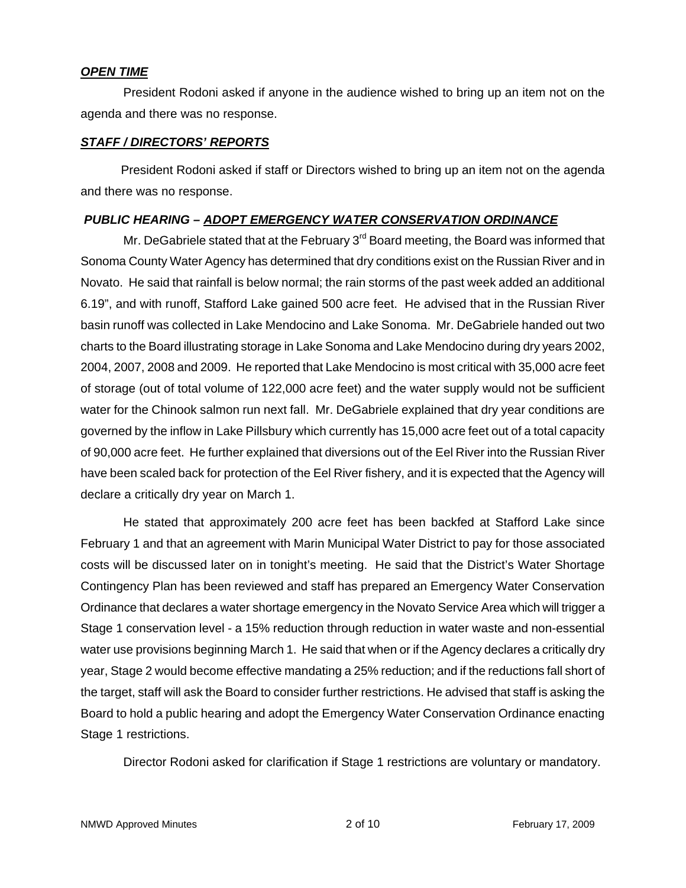***OPEN TIME***

President Rodoni asked if anyone in the audience wished to bring up an item not on the agenda and there was no response.

***STAFF / DIRECTORS' REPORTS***

President Rodoni asked if staff or Directors wished to bring up an item not on the agenda and there was no response.

***PUBLIC HEARING – ADOPT EMERGENCY WATER CONSERVATION ORDINANCE***

Mr. DeGabriele stated that at the February 3rd Board meeting, the Board was informed that Sonoma County Water Agency has determined that dry conditions exist on the Russian River and in Novato. He said that rainfall is below normal; the rain storms of the past week added an additional 6.19", and with runoff, Stafford Lake gained 500 acre feet. He advised that in the Russian River basin runoff was collected in Lake Mendocino and Lake Sonoma. Mr. DeGabriele handed out two charts to the Board illustrating storage in Lake Sonoma and Lake Mendocino during dry years 2002, 2004, 2007, 2008 and 2009. He reported that Lake Mendocino is most critical with 35,000 acre feet of storage (out of total volume of 122,000 acre feet) and the water supply would not be sufficient water for the Chinook salmon run next fall. Mr. DeGabriele explained that dry year conditions are governed by the inflow in Lake Pillsbury which currently has 15,000 acre feet out of a total capacity of 90,000 acre feet. He further explained that diversions out of the Eel River into the Russian River have been scaled back for protection of the Eel River fishery, and it is expected that the Agency will declare a critically dry year on March 1.

He stated that approximately 200 acre feet has been backfed at Stafford Lake since February 1 and that an agreement with Marin Municipal Water District to pay for those associated costs will be discussed later on in tonight's meeting. He said that the District's Water Shortage Contingency Plan has been reviewed and staff has prepared an Emergency Water Conservation Ordinance that declares a water shortage emergency in the Novato Service Area which will trigger a Stage 1 conservation level - a 15% reduction through reduction in water waste and non-essential water use provisions beginning March 1. He said that when or if the Agency declares a critically dry year, Stage 2 would become effective mandating a 25% reduction; and if the reductions fall short of the target, staff will ask the Board to consider further restrictions. He advised that staff is asking the Board to hold a public hearing and adopt the Emergency Water Conservation Ordinance enacting Stage 1 restrictions.

Director Rodoni asked for clarification if Stage 1 restrictions are voluntary or mandatory.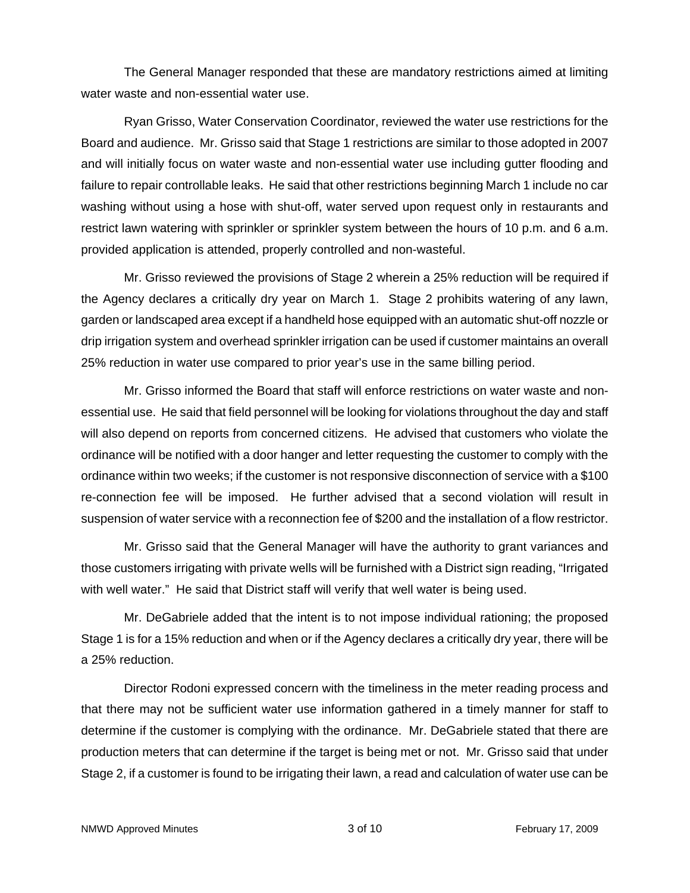The General Manager responded that these are mandatory restrictions aimed at limiting water waste and non-essential water use.

Ryan Grisso, Water Conservation Coordinator, reviewed the water use restrictions for the Board and audience. Mr. Grisso said that Stage 1 restrictions are similar to those adopted in 2007 and will initially focus on water waste and non-essential water use including gutter flooding and failure to repair controllable leaks. He said that other restrictions beginning March 1 include no car washing without using a hose with shut-off, water served upon request only in restaurants and restrict lawn watering with sprinkler or sprinkler system between the hours of 10 p.m. and 6 a.m. provided application is attended, properly controlled and non-wasteful.

Mr. Grisso reviewed the provisions of Stage 2 wherein a 25% reduction will be required if the Agency declares a critically dry year on March 1. Stage 2 prohibits watering of any lawn, garden or landscaped area except if a handheld hose equipped with an automatic shut-off nozzle or drip irrigation system and overhead sprinkler irrigation can be used if customer maintains an overall 25% reduction in water use compared to prior year's use in the same billing period.

Mr. Grisso informed the Board that staff will enforce restrictions on water waste and non-essential use. He said that field personnel will be looking for violations throughout the day and staff will also depend on reports from concerned citizens. He advised that customers who violate the ordinance will be notified with a door hanger and letter requesting the customer to comply with the ordinance within two weeks; if the customer is not responsive disconnection of service with a $100 re-connection fee will be imposed. He further advised that a second violation will result in suspension of water service with a reconnection fee of $200 and the installation of a flow restrictor.

Mr. Grisso said that the General Manager will have the authority to grant variances and those customers irrigating with private wells will be furnished with a District sign reading, "Irrigated with well water." He said that District staff will verify that well water is being used.

Mr. DeGabriele added that the intent is to not impose individual rationing; the proposed Stage 1 is for a 15% reduction and when or if the Agency declares a critically dry year, there will be a 25% reduction.

Director Rodoni expressed concern with the timeliness in the meter reading process and that there may not be sufficient water use information gathered in a timely manner for staff to determine if the customer is complying with the ordinance. Mr. DeGabriele stated that there are production meters that can determine if the target is being met or not. Mr. Grisso said that under Stage 2, if a customer is found to be irrigating their lawn, a read and calculation of water use can be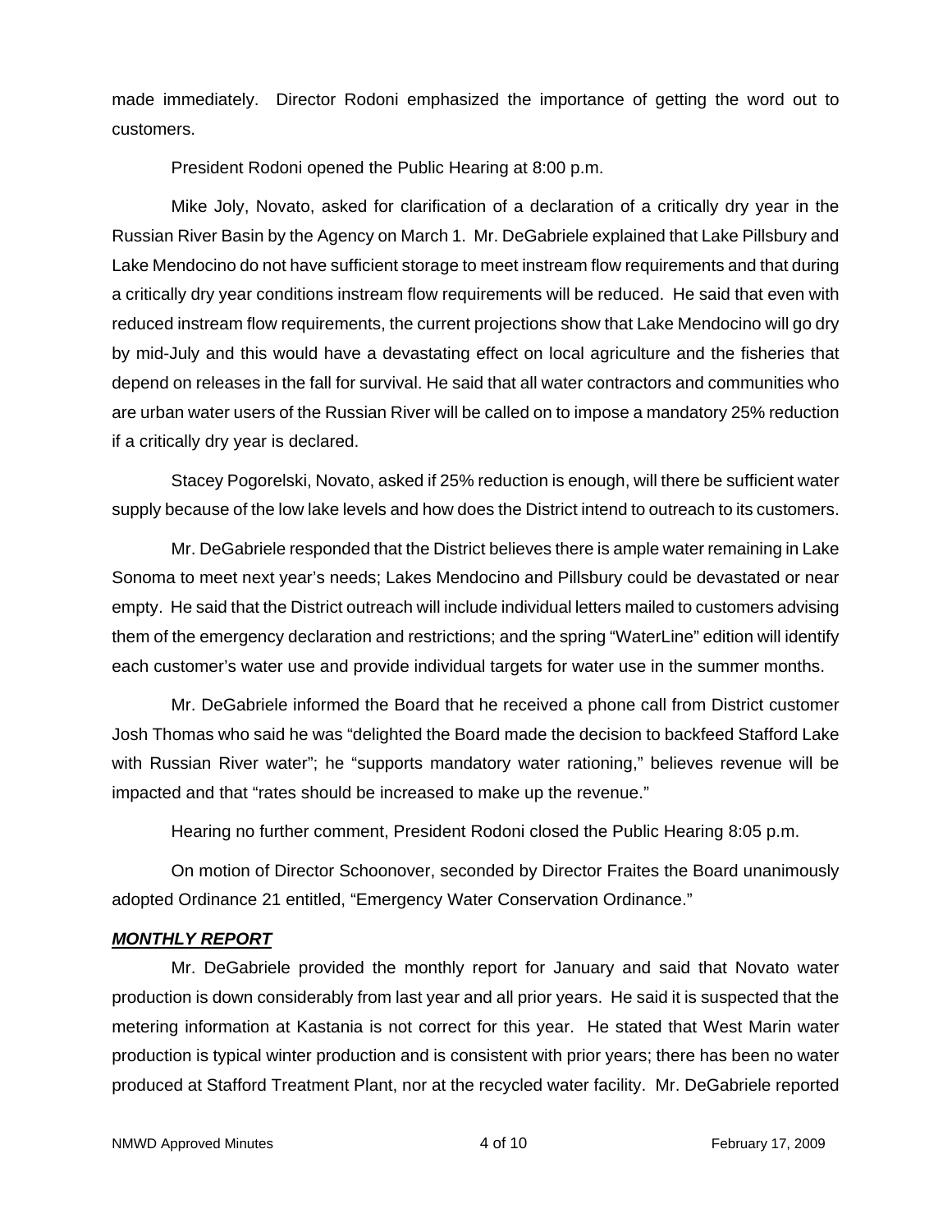made immediately. Director Rodoni emphasized the importance of getting the word out to customers.

President Rodoni opened the Public Hearing at 8:00 p.m.

Mike Joly, Novato, asked for clarification of a declaration of a critically dry year in the Russian River Basin by the Agency on March 1. Mr. DeGabriele explained that Lake Pillsbury and Lake Mendocino do not have sufficient storage to meet instream flow requirements and that during a critically dry year conditions instream flow requirements will be reduced. He said that even with reduced instream flow requirements, the current projections show that Lake Mendocino will go dry by mid-July and this would have a devastating effect on local agriculture and the fisheries that depend on releases in the fall for survival. He said that all water contractors and communities who are urban water users of the Russian River will be called on to impose a mandatory 25% reduction if a critically dry year is declared.

Stacey Pogorelski, Novato, asked if 25% reduction is enough, will there be sufficient water supply because of the low lake levels and how does the District intend to outreach to its customers.

Mr. DeGabriele responded that the District believes there is ample water remaining in Lake Sonoma to meet next year's needs; Lakes Mendocino and Pillsbury could be devastated or near empty. He said that the District outreach will include individual letters mailed to customers advising them of the emergency declaration and restrictions; and the spring "WaterLine" edition will identify each customer's water use and provide individual targets for water use in the summer months.

Mr. DeGabriele informed the Board that he received a phone call from District customer Josh Thomas who said he was "delighted the Board made the decision to backfeed Stafford Lake with Russian River water"; he "supports mandatory water rationing," believes revenue will be impacted and that "rates should be increased to make up the revenue."

Hearing no further comment, President Rodoni closed the Public Hearing 8:05 p.m.

On motion of Director Schoonover, seconded by Director Fraites the Board unanimously adopted Ordinance 21 entitled, "Emergency Water Conservation Ordinance."

***MONTHLY REPORT***

Mr. DeGabriele provided the monthly report for January and said that Novato water production is down considerably from last year and all prior years. He said it is suspected that the metering information at Kastania is not correct for this year. He stated that West Marin water production is typical winter production and is consistent with prior years; there has been no water produced at Stafford Treatment Plant, nor at the recycled water facility. Mr. DeGabriele reported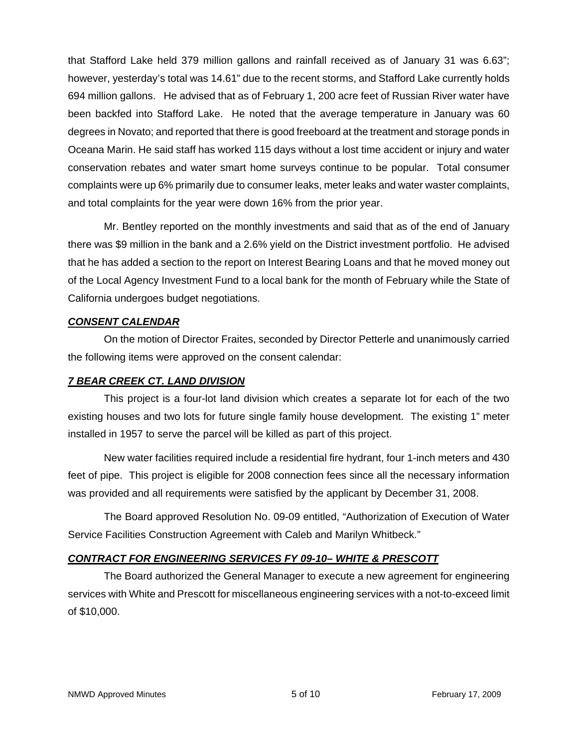that Stafford Lake held 379 million gallons and rainfall received as of January 31 was 6.63"; however, yesterday's total was 14.61" due to the recent storms, and Stafford Lake currently holds 694 million gallons. He advised that as of February 1, 200 acre feet of Russian River water have been backfed into Stafford Lake. He noted that the average temperature in January was 60 degrees in Novato; and reported that there is good freeboard at the treatment and storage ponds in Oceana Marin. He said staff has worked 115 days without a lost time accident or injury and water conservation rebates and water smart home surveys continue to be popular. Total consumer complaints were up 6% primarily due to consumer leaks, meter leaks and water waster complaints, and total complaints for the year were down 16% from the prior year.

Mr. Bentley reported on the monthly investments and said that as of the end of January there was $9 million in the bank and a 2.6% yield on the District investment portfolio. He advised that he has added a section to the report on Interest Bearing Loans and that he moved money out of the Local Agency Investment Fund to a local bank for the month of February while the State of California undergoes budget negotiations.

***CONSENT CALENDAR***

On the motion of Director Fraites, seconded by Director Petterle and unanimously carried the following items were approved on the consent calendar:

***7 BEAR CREEK CT. LAND DIVISION***

This project is a four-lot land division which creates a separate lot for each of the two existing houses and two lots for future single family house development. The existing 1" meter installed in 1957 to serve the parcel will be killed as part of this project.

New water facilities required include a residential fire hydrant, four 1-inch meters and 430 feet of pipe. This project is eligible for 2008 connection fees since all the necessary information was provided and all requirements were satisfied by the applicant by December 31, 2008.

The Board approved Resolution No. 09-09 entitled, "Authorization of Execution of Water Service Facilities Construction Agreement with Caleb and Marilyn Whitbeck."

***CONTRACT FOR ENGINEERING SERVICES FY 09-10– WHITE & PRESCOTT***

The Board authorized the General Manager to execute a new agreement for engineering services with White and Prescott for miscellaneous engineering services with a not-to-exceed limit of $10,000.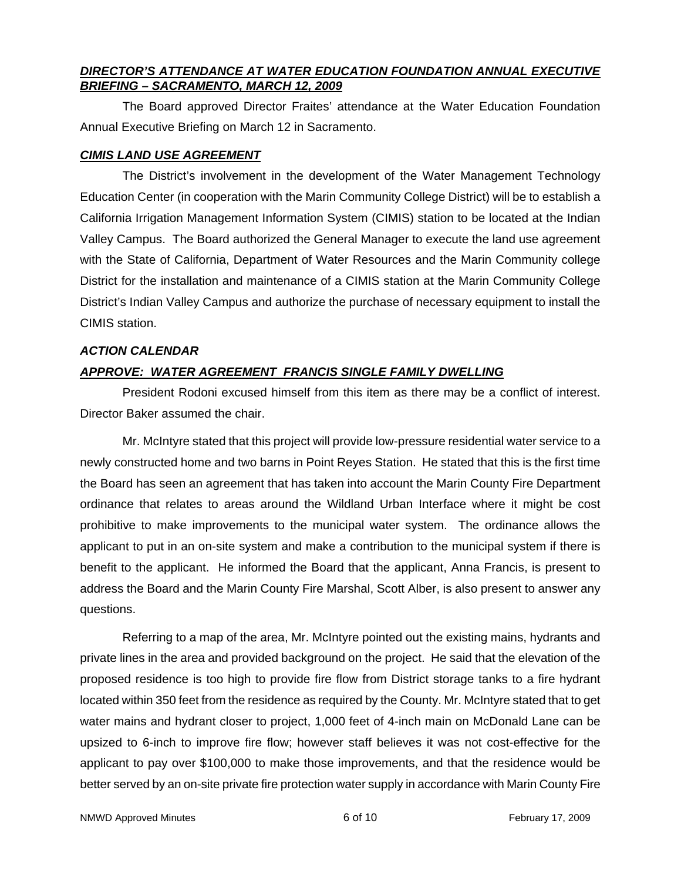***DIRECTOR'S ATTENDANCE AT WATER EDUCATION FOUNDATION ANNUAL EXECUTIVE BRIEFING – SACRAMENTO, MARCH 12, 2009***

The Board approved Director Fraites' attendance at the Water Education Foundation Annual Executive Briefing on March 12 in Sacramento.

***CIMIS LAND USE AGREEMENT***

The District's involvement in the development of the Water Management Technology Education Center (in cooperation with the Marin Community College District) will be to establish a California Irrigation Management Information System (CIMIS) station to be located at the Indian Valley Campus. The Board authorized the General Manager to execute the land use agreement with the State of California, Department of Water Resources and the Marin Community college District for the installation and maintenance of a CIMIS station at the Marin Community College District's Indian Valley Campus and authorize the purchase of necessary equipment to install the CIMIS station.

***ACTION CALENDAR***

***APPROVE: WATER AGREEMENT FRANCIS SINGLE FAMILY DWELLING***

President Rodoni excused himself from this item as there may be a conflict of interest. Director Baker assumed the chair.

Mr. McIntyre stated that this project will provide low-pressure residential water service to a newly constructed home and two barns in Point Reyes Station. He stated that this is the first time the Board has seen an agreement that has taken into account the Marin County Fire Department ordinance that relates to areas around the Wildland Urban Interface where it might be cost prohibitive to make improvements to the municipal water system. The ordinance allows the applicant to put in an on-site system and make a contribution to the municipal system if there is benefit to the applicant. He informed the Board that the applicant, Anna Francis, is present to address the Board and the Marin County Fire Marshal, Scott Alber, is also present to answer any questions.

Referring to a map of the area, Mr. McIntyre pointed out the existing mains, hydrants and private lines in the area and provided background on the project. He said that the elevation of the proposed residence is too high to provide fire flow from District storage tanks to a fire hydrant located within 350 feet from the residence as required by the County. Mr. McIntyre stated that to get water mains and hydrant closer to project, 1,000 feet of 4-inch main on McDonald Lane can be upsized to 6-inch to improve fire flow; however staff believes it was not cost-effective for the applicant to pay over $100,000 to make those improvements, and that the residence would be better served by an on-site private fire protection water supply in accordance with Marin County Fire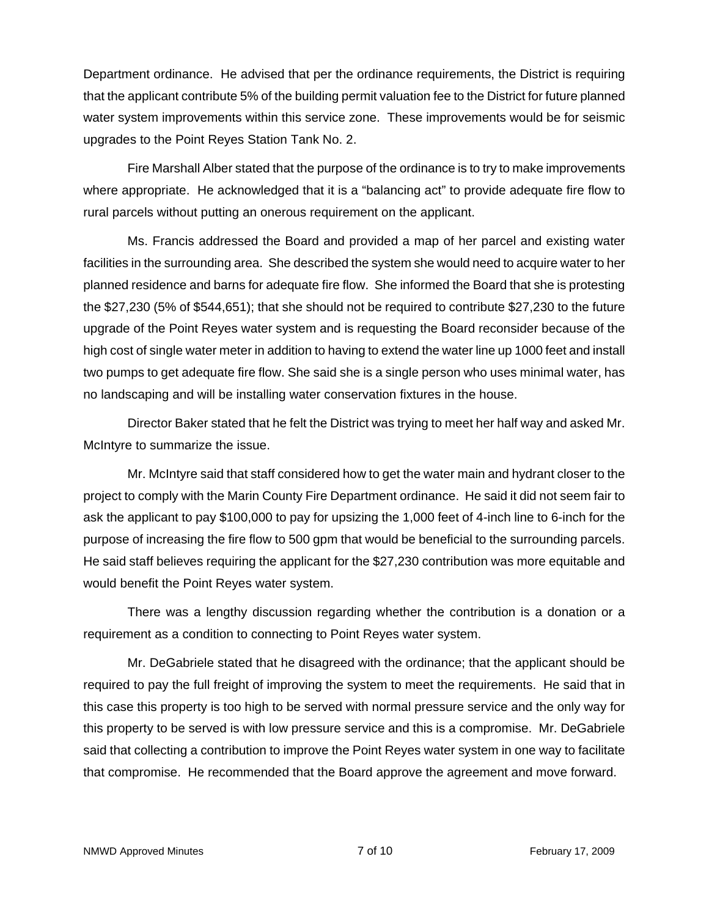Department ordinance. He advised that per the ordinance requirements, the District is requiring that the applicant contribute 5% of the building permit valuation fee to the District for future planned water system improvements within this service zone. These improvements would be for seismic upgrades to the Point Reyes Station Tank No. 2.

Fire Marshall Alber stated that the purpose of the ordinance is to try to make improvements where appropriate. He acknowledged that it is a “balancing act” to provide adequate fire flow to rural parcels without putting an onerous requirement on the applicant.

Ms. Francis addressed the Board and provided a map of her parcel and existing water facilities in the surrounding area. She described the system she would need to acquire water to her planned residence and barns for adequate fire flow. She informed the Board that she is protesting the $27,230 (5% of $544,651); that she should not be required to contribute $27,230 to the future upgrade of the Point Reyes water system and is requesting the Board reconsider because of the high cost of single water meter in addition to having to extend the water line up 1000 feet and install two pumps to get adequate fire flow. She said she is a single person who uses minimal water, has no landscaping and will be installing water conservation fixtures in the house.

Director Baker stated that he felt the District was trying to meet her half way and asked Mr. McIntyre to summarize the issue.

Mr. McIntyre said that staff considered how to get the water main and hydrant closer to the project to comply with the Marin County Fire Department ordinance. He said it did not seem fair to ask the applicant to pay $100,000 to pay for upsizing the 1,000 feet of 4-inch line to 6-inch for the purpose of increasing the fire flow to 500 gpm that would be beneficial to the surrounding parcels. He said staff believes requiring the applicant for the $27,230 contribution was more equitable and would benefit the Point Reyes water system.

There was a lengthy discussion regarding whether the contribution is a donation or a requirement as a condition to connecting to Point Reyes water system.

Mr. DeGabriele stated that he disagreed with the ordinance; that the applicant should be required to pay the full freight of improving the system to meet the requirements. He said that in this case this property is too high to be served with normal pressure service and the only way for this property to be served is with low pressure service and this is a compromise. Mr. DeGabriele said that collecting a contribution to improve the Point Reyes water system in one way to facilitate that compromise. He recommended that the Board approve the agreement and move forward.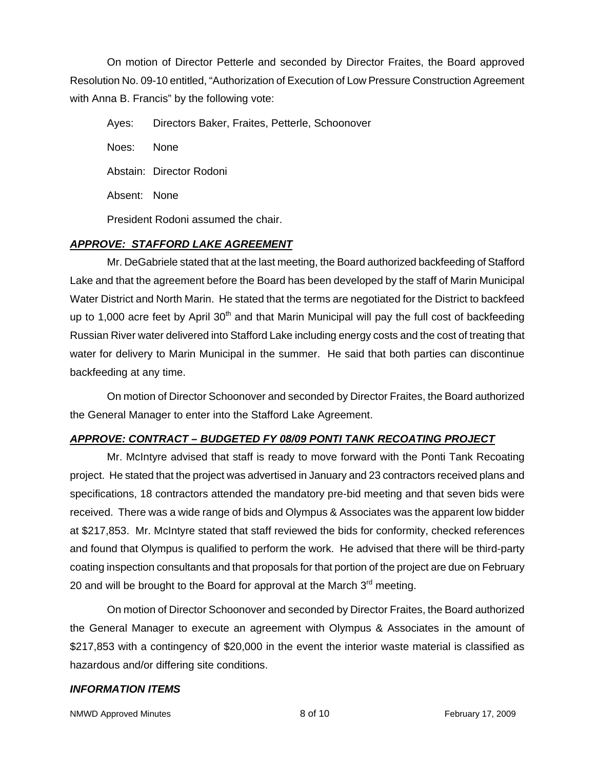On motion of Director Petterle and seconded by Director Fraites, the Board approved Resolution No. 09-10 entitled, "Authorization of Execution of Low Pressure Construction Agreement with Anna B. Francis" by the following vote:

Ayes: Directors Baker, Fraites, Petterle, Schoonover

Noes: None

Abstain: Director Rodoni

Absent: None

President Rodoni assumed the chair.

***APPROVE: STAFFORD LAKE AGREEMENT***

Mr. DeGabriele stated that at the last meeting, the Board authorized backfeeding of Stafford Lake and that the agreement before the Board has been developed by the staff of Marin Municipal Water District and North Marin. He stated that the terms are negotiated for the District to backfeed up to 1,000 acre feet by April 30th and that Marin Municipal will pay the full cost of backfeeding Russian River water delivered into Stafford Lake including energy costs and the cost of treating that water for delivery to Marin Municipal in the summer. He said that both parties can discontinue backfeeding at any time.

On motion of Director Schoonover and seconded by Director Fraites, the Board authorized the General Manager to enter into the Stafford Lake Agreement.

***APPROVE: CONTRACT – BUDGETED FY 08/09 PONTI TANK RECOATING PROJECT***

Mr. McIntyre advised that staff is ready to move forward with the Ponti Tank Recoating project. He stated that the project was advertised in January and 23 contractors received plans and specifications, 18 contractors attended the mandatory pre-bid meeting and that seven bids were received. There was a wide range of bids and Olympus & Associates was the apparent low bidder at $217,853. Mr. McIntyre stated that staff reviewed the bids for conformity, checked references and found that Olympus is qualified to perform the work. He advised that there will be third-party coating inspection consultants and that proposals for that portion of the project are due on February 20 and will be brought to the Board for approval at the March 3rd meeting.

On motion of Director Schoonover and seconded by Director Fraites, the Board authorized the General Manager to execute an agreement with Olympus & Associates in the amount of $217,853 with a contingency of $20,000 in the event the interior waste material is classified as hazardous and/or differing site conditions.

***INFORMATION ITEMS***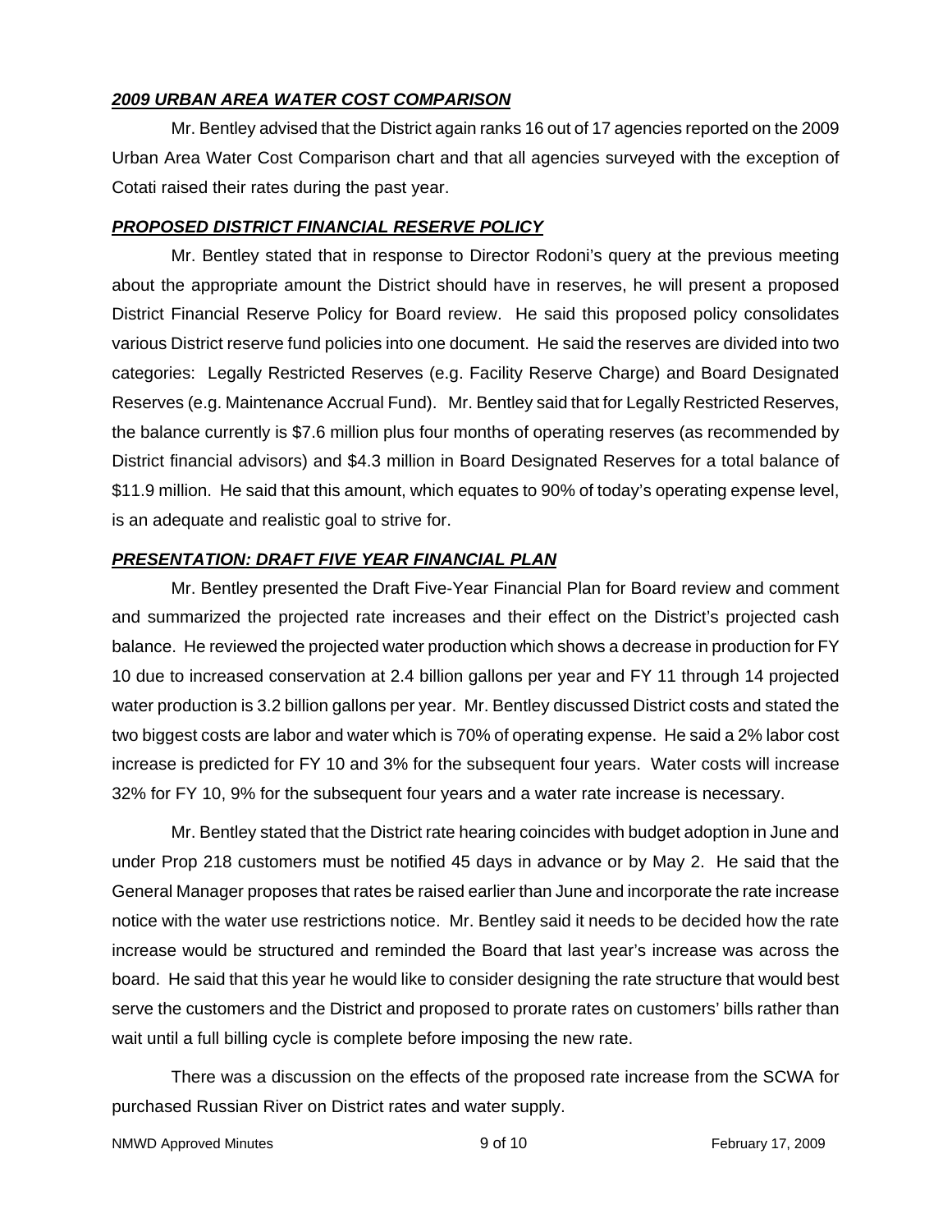### ***2009 URBAN AREA WATER COST COMPARISON***

Mr. Bentley advised that the District again ranks 16 out of 17 agencies reported on the 2009 Urban Area Water Cost Comparison chart and that all agencies surveyed with the exception of Cotati raised their rates during the past year.

### ***PROPOSED DISTRICT FINANCIAL RESERVE POLICY***

Mr. Bentley stated that in response to Director Rodoni's query at the previous meeting about the appropriate amount the District should have in reserves, he will present a proposed District Financial Reserve Policy for Board review. He said this proposed policy consolidates various District reserve fund policies into one document. He said the reserves are divided into two categories: Legally Restricted Reserves (e.g. Facility Reserve Charge) and Board Designated Reserves (e.g. Maintenance Accrual Fund). Mr. Bentley said that for Legally Restricted Reserves, the balance currently is $7.6 million plus four months of operating reserves (as recommended by District financial advisors) and $4.3 million in Board Designated Reserves for a total balance of $11.9 million. He said that this amount, which equates to 90% of today's operating expense level, is an adequate and realistic goal to strive for.

### ***PRESENTATION: DRAFT FIVE YEAR FINANCIAL PLAN***

Mr. Bentley presented the Draft Five-Year Financial Plan for Board review and comment and summarized the projected rate increases and their effect on the District's projected cash balance. He reviewed the projected water production which shows a decrease in production for FY 10 due to increased conservation at 2.4 billion gallons per year and FY 11 through 14 projected water production is 3.2 billion gallons per year. Mr. Bentley discussed District costs and stated the two biggest costs are labor and water which is 70% of operating expense. He said a 2% labor cost increase is predicted for FY 10 and 3% for the subsequent four years. Water costs will increase 32% for FY 10, 9% for the subsequent four years and a water rate increase is necessary.

Mr. Bentley stated that the District rate hearing coincides with budget adoption in June and under Prop 218 customers must be notified 45 days in advance or by May 2. He said that the General Manager proposes that rates be raised earlier than June and incorporate the rate increase notice with the water use restrictions notice. Mr. Bentley said it needs to be decided how the rate increase would be structured and reminded the Board that last year's increase was across the board. He said that this year he would like to consider designing the rate structure that would best serve the customers and the District and proposed to prorate rates on customers' bills rather than wait until a full billing cycle is complete before imposing the new rate.

There was a discussion on the effects of the proposed rate increase from the SCWA for purchased Russian River on District rates and water supply.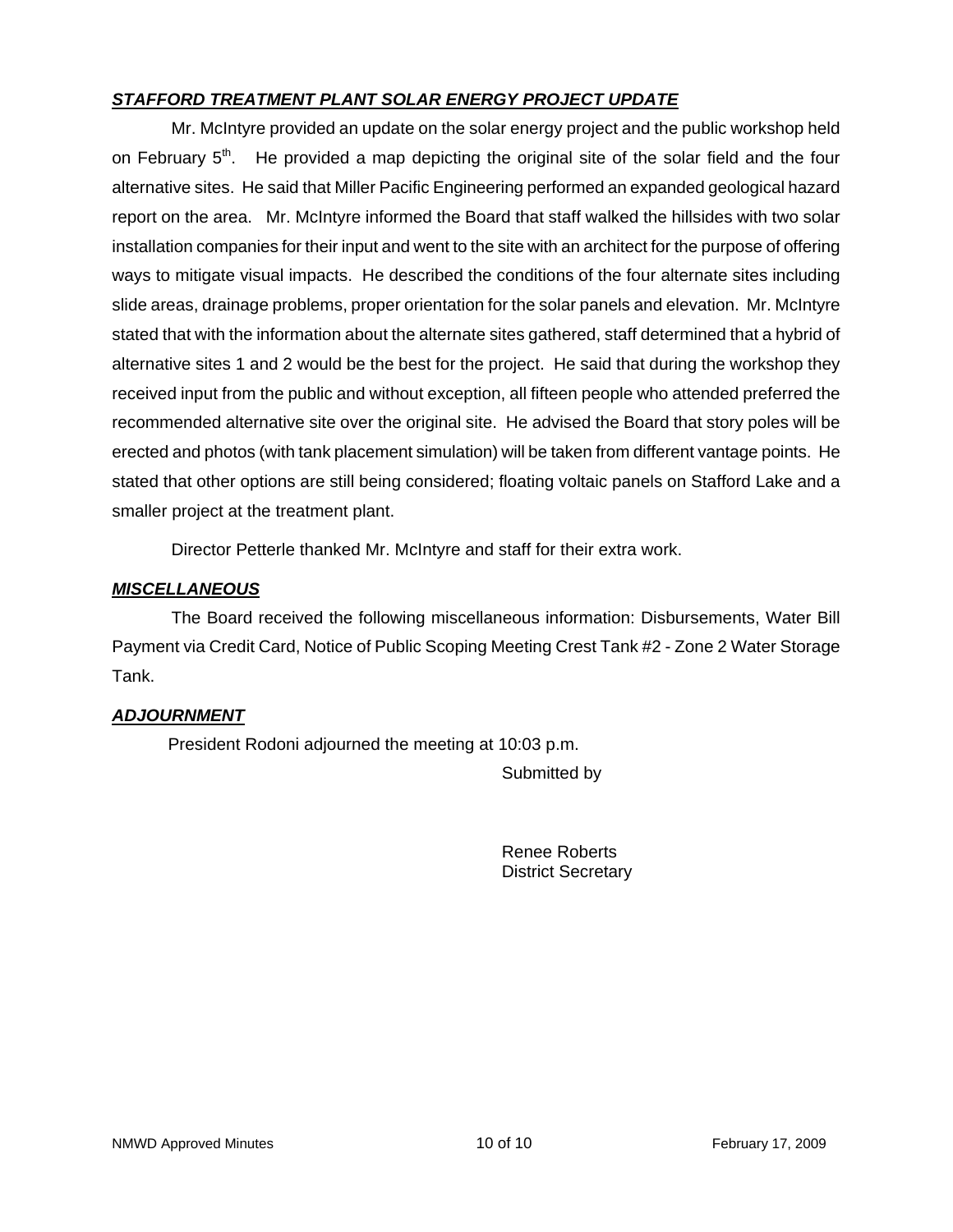***STAFFORD TREATMENT PLANT SOLAR ENERGY PROJECT UPDATE***

Mr. McIntyre provided an update on the solar energy project and the public workshop held on February 5th. He provided a map depicting the original site of the solar field and the four alternative sites. He said that Miller Pacific Engineering performed an expanded geological hazard report on the area. Mr. McIntyre informed the Board that staff walked the hillsides with two solar installation companies for their input and went to the site with an architect for the purpose of offering ways to mitigate visual impacts. He described the conditions of the four alternate sites including slide areas, drainage problems, proper orientation for the solar panels and elevation. Mr. McIntyre stated that with the information about the alternate sites gathered, staff determined that a hybrid of alternative sites 1 and 2 would be the best for the project. He said that during the workshop they received input from the public and without exception, all fifteen people who attended preferred the recommended alternative site over the original site. He advised the Board that story poles will be erected and photos (with tank placement simulation) will be taken from different vantage points. He stated that other options are still being considered; floating voltaic panels on Stafford Lake and a smaller project at the treatment plant.

Director Petterle thanked Mr. McIntyre and staff for their extra work.

***MISCELLANEOUS***

The Board received the following miscellaneous information: Disbursements, Water Bill Payment via Credit Card, Notice of Public Scoping Meeting Crest Tank #2 - Zone 2 Water Storage Tank.

***ADJOURNMENT***

President Rodoni adjourned the meeting at 10:03 p.m.

Submitted by

Renee Roberts
District Secretary